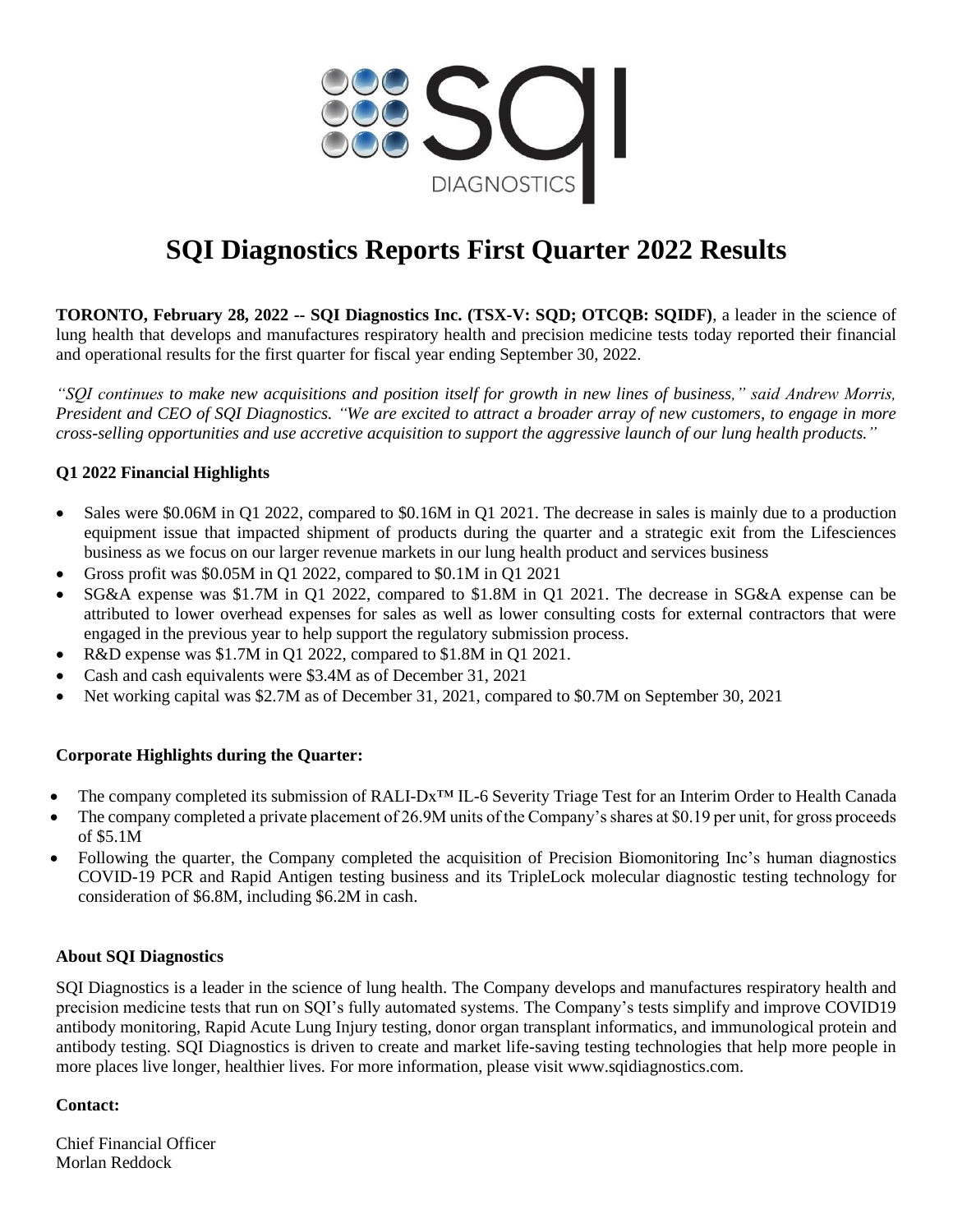# SQI Diagnostics Reports First Quarter 2022 Results

**TORONTO, February 28, 2022 -- SQI Diagnostics Inc. (TSX-V: SQD; OTCQB: SQIDF)**, a leader in the science of lung health that develops and manufactures respiratory health and precision medicine tests today reported their financial and operational results for the first quarter for fiscal year ending September 30, 2022.

*"SQI continues to make new acquisitions and position itself for growth in new lines of business," said Andrew Morris, President and CEO of SQI Diagnostics. "We are excited to attract a broader array of new customers, to engage in more cross-selling opportunities and use accretive acquisition to support the aggressive launch of our lung health products."*

### Q1 2022 Financial Highlights

- Sales were $0.06M in Q1 2022, compared to $0.16M in Q1 2021. The decrease in sales is mainly due to a production equipment issue that impacted shipment of products during the quarter and a strategic exit from the Lifesciences business as we focus on our larger revenue markets in our lung health product and services business
- Gross profit was $0.05M in Q1 2022, compared to $0.1M in Q1 2021
- SG&A expense was $1.7M in Q1 2022, compared to $1.8M in Q1 2021. The decrease in SG&A expense can be attributed to lower overhead expenses for sales as well as lower consulting costs for external contractors that were engaged in the previous year to help support the regulatory submission process.
- R&D expense was $1.7M in Q1 2022, compared to $1.8M in Q1 2021.
- Cash and cash equivalents were $3.4M as of December 31, 2021
- Net working capital was $2.7M as of December 31, 2021, compared to $0.7M on September 30, 2021

### Corporate Highlights during the Quarter:

- The company completed its submission of RALI-Dx™ IL-6 Severity Triage Test for an Interim Order to Health Canada
- The company completed a private placement of 26.9M units of the Company's shares at $0.19 per unit, for gross proceeds of $5.1M
- Following the quarter, the Company completed the acquisition of Precision Biomonitoring Inc's human diagnostics COVID-19 PCR and Rapid Antigen testing business and its TripleLock molecular diagnostic testing technology for consideration of $6.8M, including $6.2M in cash.

### About SQI Diagnostics

SQI Diagnostics is a leader in the science of lung health. The Company develops and manufactures respiratory health and precision medicine tests that run on SQI's fully automated systems. The Company's tests simplify and improve COVID19 antibody monitoring, Rapid Acute Lung Injury testing, donor organ transplant informatics, and immunological protein and antibody testing. SQI Diagnostics is driven to create and market life-saving testing technologies that help more people in more places live longer, healthier lives. For more information, please visit www.sqidiagnostics.com.

**Contact:**

Chief Financial Officer
Morlan Reddock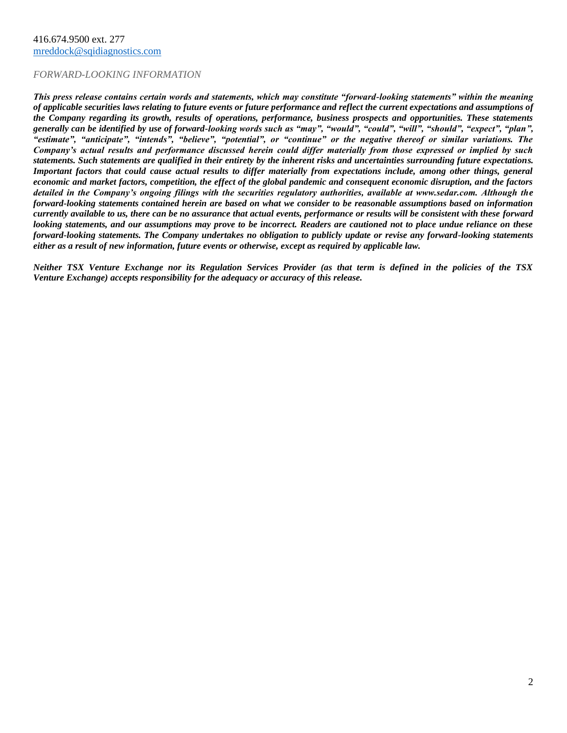416.674.9500 ext. 277
mreddock@sqidiagnostics.com

*FORWARD-LOOKING INFORMATION*

***This press release contains certain words and statements, which may constitute "forward-looking statements" within the meaning of applicable securities laws relating to future events or future performance and reflect the current expectations and assumptions of the Company regarding its growth, results of operations, performance, business prospects and opportunities. These statements generally can be identified by use of forward-looking words such as "may", "would", "could", "will", "should", "expect", "plan", "estimate", "anticipate", "intends", "believe", "potential", or "continue" or the negative thereof or similar variations. The Company's actual results and performance discussed herein could differ materially from those expressed or implied by such statements. Such statements are qualified in their entirety by the inherent risks and uncertainties surrounding future expectations. Important factors that could cause actual results to differ materially from expectations include, among other things, general economic and market factors, competition, the effect of the global pandemic and consequent economic disruption, and the factors detailed in the Company's ongoing filings with the securities regulatory authorities, available at www.sedar.com. Although the forward-looking statements contained herein are based on what we consider to be reasonable assumptions based on information currently available to us, there can be no assurance that actual events, performance or results will be consistent with these forward looking statements, and our assumptions may prove to be incorrect. Readers are cautioned not to place undue reliance on these forward-looking statements. The Company undertakes no obligation to publicly update or revise any forward-looking statements either as a result of new information, future events or otherwise, except as required by applicable law.***

***Neither TSX Venture Exchange nor its Regulation Services Provider (as that term is defined in the policies of the TSX Venture Exchange) accepts responsibility for the adequacy or accuracy of this release.***